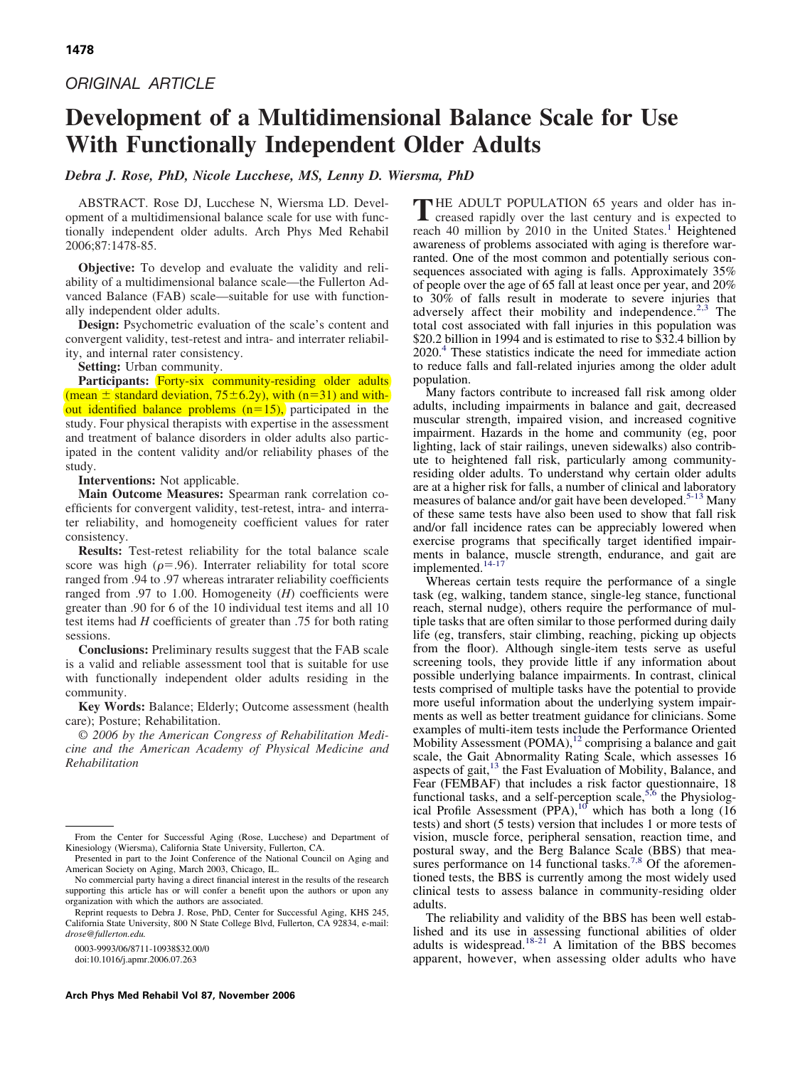## ORIGINAL ARTICLE

# Development of a Multidimensional Balance Scale for Use With Functionally Independent Older Adults

*Debra J. Rose, PhD, Nicole Lucchese, MS, Lenny D. Wiersma, PhD*

ABSTRACT. Rose DJ, Lucchese N, Wiersma LD. Development of a multidimensional balance scale for use with functionally independent older adults. Arch Phys Med Rehabil 2006;87:1478-85.

**Objective:** To develop and evaluate the validity and reliability of a multidimensional balance scale—the Fullerton Advanced Balance (FAB) scale—suitable for use with functionally independent older adults.

**Design:** Psychometric evaluation of the scale's content and convergent validity, test-retest and intra- and interrater reliability, and internal rater consistency.

**Setting:** Urban community.

**Participants:** Forty-six community-residing older adults (mean ± standard deviation, 75±6.2y), with (n=31) and without identified balance problems (n=15), participated in the study. Four physical therapists with expertise in the assessment and treatment of balance disorders in older adults also participated in the content validity and/or reliability phases of the study.

**Interventions:** Not applicable.

**Main Outcome Measures:** Spearman rank correlation coefficients for convergent validity, test-retest, intra- and interrater reliability, and homogeneity coefficient values for rater consistency.

**Results:** Test-retest reliability for the total balance scale score was high ($\rho$=.96). Interrater reliability for total score ranged from .94 to .97 whereas intrarater reliability coefficients ranged from .97 to 1.00. Homogeneity ($H$) coefficients were greater than .90 for 6 of the 10 individual test items and all 10 test items had $H$ coefficients of greater than .75 for both rating sessions.

**Conclusions:** Preliminary results suggest that the FAB scale is a valid and reliable assessment tool that is suitable for use with functionally independent older adults residing in the community.

**Key Words:** Balance; Elderly; Outcome assessment (health care); Posture; Rehabilitation.

*© 2006 by the American Congress of Rehabilitation Medicine and the American Academy of Physical Medicine and Rehabilitation*

From the Center for Successful Aging (Rose, Lucchese) and Department of Kinesiology (Wiersma), California State University, Fullerton, CA.

Presented in part to the Joint Conference of the National Council on Aging and American Society on Aging, March 2003, Chicago, IL.

No commercial party having a direct financial interest in the results of the research supporting this article has or will confer a benefit upon the authors or upon any organization with which the authors are associated.

Reprint requests to Debra J. Rose, PhD, Center for Successful Aging, KHS 245, California State University, 800 N State College Blvd, Fullerton, CA 92834, e-mail: *drose@fullerton.edu*.

0003-9993/06/8711-10938$32.00/0
doi:10.1016/j.apmr.2006.07.263

THE ADULT POPULATION 65 years and older has increased rapidly over the last century and is expected to reach 40 million by 2010 in the United States.[1] Heightened awareness of problems associated with aging is therefore warranted. One of the most common and potentially serious consequences associated with aging is falls. Approximately 35% of people over the age of 65 fall at least once per year, and 20% to 30% of falls result in moderate to severe injuries that adversely affect their mobility and independence.[2,3] The total cost associated with fall injuries in this population was $20.2 billion in 1994 and is estimated to rise to $32.4 billion by 2020.[4] These statistics indicate the need for immediate action to reduce falls and fall-related injuries among the older adult population.

Many factors contribute to increased fall risk among older adults, including impairments in balance and gait, decreased muscular strength, impaired vision, and increased cognitive impairment. Hazards in the home and community (eg, poor lighting, lack of stair railings, uneven sidewalks) also contribute to heightened fall risk, particularly among community-residing older adults. To understand why certain older adults are at a higher risk for falls, a number of clinical and laboratory measures of balance and/or gait have been developed.[5-13] Many of these same tests have also been used to show that fall risk and/or fall incidence rates can be appreciably lowered when exercise programs that specifically target identified impairments in balance, muscle strength, endurance, and gait are implemented.[14-17]

Whereas certain tests require the performance of a single task (eg, walking, tandem stance, single-leg stance, functional reach, sternal nudge), others require the performance of multiple tasks that are often similar to those performed during daily life (eg, transfers, stair climbing, reaching, picking up objects from the floor). Although single-item tests serve as useful screening tools, they provide little if any information about possible underlying balance impairments. In contrast, clinical tests comprised of multiple tasks have the potential to provide more useful information about the underlying system impairments as well as better treatment guidance for clinicians. Some examples of multi-item tests include the Performance Oriented Mobility Assessment (POMA),[12] comprising a balance and gait scale, the Gait Abnormality Rating Scale, which assesses 16 aspects of gait,[13] the Fast Evaluation of Mobility, Balance, and Fear (FEMBAF) that includes a risk factor questionnaire, 18 functional tasks, and a self-perception scale,[5,6] the Physiological Profile Assessment (PPA),[10] which has both a long (16 tests) and short (5 tests) version that includes 1 or more tests of vision, muscle force, peripheral sensation, reaction time, and postural sway, and the Berg Balance Scale (BBS) that measures performance on 14 functional tasks.[7,8] Of the aforementioned tests, the BBS is currently among the most widely used clinical tests to assess balance in community-residing older adults.

The reliability and validity of the BBS has been well established and its use in assessing functional abilities of older adults is widespread.[18-21] A limitation of the BBS becomes apparent, however, when assessing older adults who have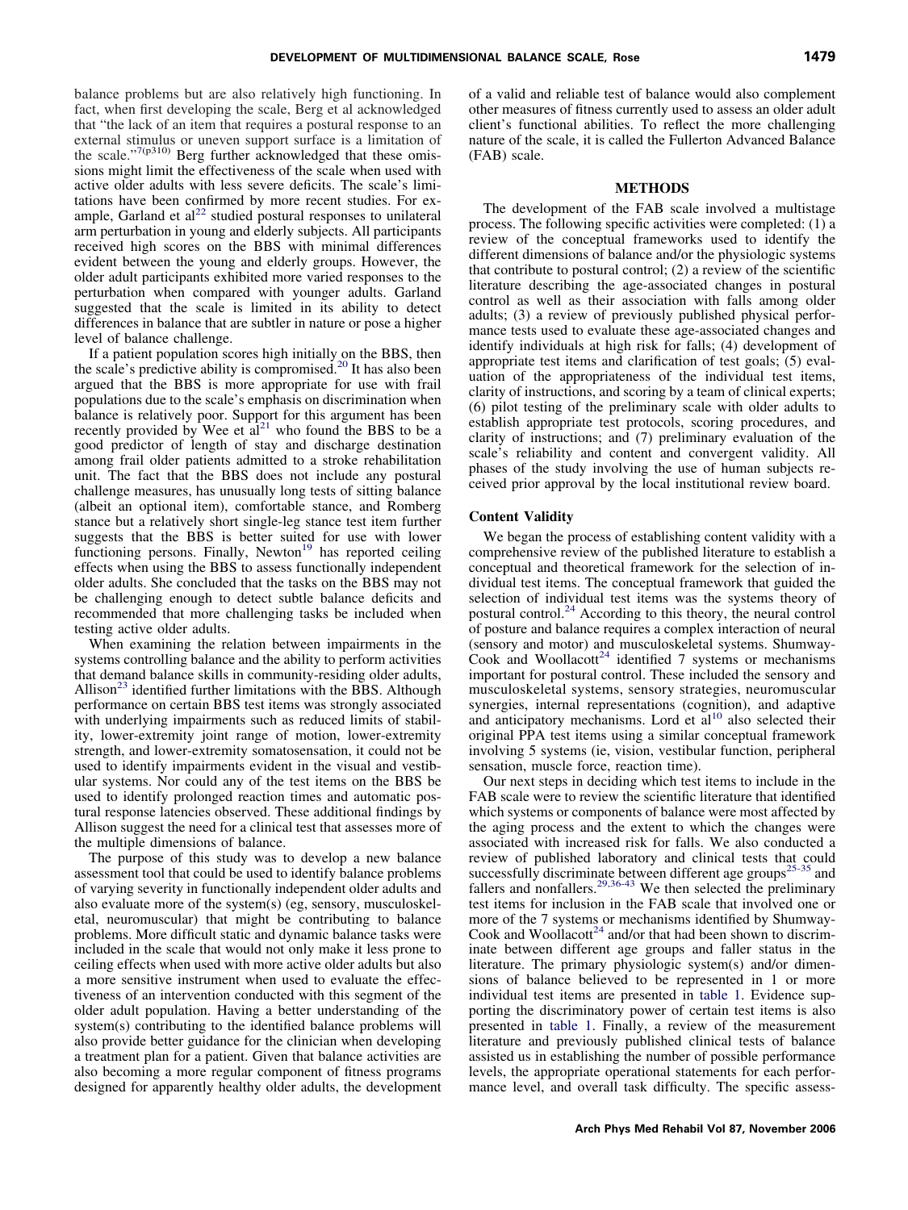balance problems but are also relatively high functioning. In fact, when first developing the scale, Berg et al acknowledged that "the lack of an item that requires a postural response to an external stimulus or uneven support surface is a limitation of the scale."[7(p310)] Berg further acknowledged that these omissions might limit the effectiveness of the scale when used with active older adults with less severe deficits. The scale's limitations have been confirmed by more recent studies. For example, Garland et al[22] studied postural responses to unilateral arm perturbation in young and elderly subjects. All participants received high scores on the BBS with minimal differences evident between the young and elderly groups. However, the older adult participants exhibited more varied responses to the perturbation when compared with younger adults. Garland suggested that the scale is limited in its ability to detect differences in balance that are subtler in nature or pose a higher level of balance challenge.

If a patient population scores high initially on the BBS, then the scale's predictive ability is compromised.[20] It has also been argued that the BBS is more appropriate for use with frail populations due to the scale's emphasis on discrimination when balance is relatively poor. Support for this argument has been recently provided by Wee et al[21] who found the BBS to be a good predictor of length of stay and discharge destination among frail older patients admitted to a stroke rehabilitation unit. The fact that the BBS does not include any postural challenge measures, has unusually long tests of sitting balance (albeit an optional item), comfortable stance, and Romberg stance but a relatively short single-leg stance test item further suggests that the BBS is better suited for use with lower functioning persons. Finally, Newton[19] has reported ceiling effects when using the BBS to assess functionally independent older adults. She concluded that the tasks on the BBS may not be challenging enough to detect subtle balance deficits and recommended that more challenging tasks be included when testing active older adults.

When examining the relation between impairments in the systems controlling balance and the ability to perform activities that demand balance skills in community-residing older adults, Allison[23] identified further limitations with the BBS. Although performance on certain BBS test items was strongly associated with underlying impairments such as reduced limits of stability, lower-extremity joint range of motion, lower-extremity strength, and lower-extremity somatosensation, it could not be used to identify impairments evident in the visual and vestibular systems. Nor could any of the test items on the BBS be used to identify prolonged reaction times and automatic postural response latencies observed. These additional findings by Allison suggest the need for a clinical test that assesses more of the multiple dimensions of balance.

The purpose of this study was to develop a new balance assessment tool that could be used to identify balance problems of varying severity in functionally independent older adults and also evaluate more of the system(s) (eg, sensory, musculoskeletal, neuromuscular) that might be contributing to balance problems. More difficult static and dynamic balance tasks were included in the scale that would not only make it less prone to ceiling effects when used with more active older adults but also a more sensitive instrument when used to evaluate the effectiveness of an intervention conducted with this segment of the older adult population. Having a better understanding of the system(s) contributing to the identified balance problems will also provide better guidance for the clinician when developing a treatment plan for a patient. Given that balance activities are also becoming a more regular component of fitness programs designed for apparently healthy older adults, the development of a valid and reliable test of balance would also complement other measures of fitness currently used to assess an older adult client's functional abilities. To reflect the more challenging nature of the scale, it is called the Fullerton Advanced Balance (FAB) scale.

## METHODS

The development of the FAB scale involved a multistage process. The following specific activities were completed: (1) a review of the conceptual frameworks used to identify the different dimensions of balance and/or the physiologic systems that contribute to postural control; (2) a review of the scientific literature describing the age-associated changes in postural control as well as their association with falls among older adults; (3) a review of previously published physical performance tests used to evaluate these age-associated changes and identify individuals at high risk for falls; (4) development of appropriate test items and clarification of test goals; (5) evaluation of the appropriateness of the individual test items, clarity of instructions, and scoring by a team of clinical experts; (6) pilot testing of the preliminary scale with older adults to establish appropriate test protocols, scoring procedures, and clarity of instructions; and (7) preliminary evaluation of the scale's reliability and content and convergent validity. All phases of the study involving the use of human subjects received prior approval by the local institutional review board.

### Content Validity

We began the process of establishing content validity with a comprehensive review of the published literature to establish a conceptual and theoretical framework for the selection of individual test items. The conceptual framework that guided the selection of individual test items was the systems theory of postural control.[24] According to this theory, the neural control of posture and balance requires a complex interaction of neural (sensory and motor) and musculoskeletal systems. Shumway-Cook and Woollacott[24] identified 7 systems or mechanisms important for postural control. These included the sensory and musculoskeletal systems, sensory strategies, neuromuscular synergies, internal representations (cognition), and adaptive and anticipatory mechanisms. Lord et al[10] also selected their original PPA test items using a similar conceptual framework involving 5 systems (ie, vision, vestibular function, peripheral sensation, muscle force, reaction time).

Our next steps in deciding which test items to include in the FAB scale were to review the scientific literature that identified which systems or components of balance were most affected by the aging process and the extent to which the changes were associated with increased risk for falls. We also conducted a review of published laboratory and clinical tests that could successfully discriminate between different age groups[25-35] and fallers and nonfallers.[29,36-43] We then selected the preliminary test items for inclusion in the FAB scale that involved one or more of the 7 systems or mechanisms identified by Shumway-Cook and Woollacott[24] and/or that had been shown to discriminate between different age groups and faller status in the literature. The primary physiologic system(s) and/or dimensions of balance believed to be represented in 1 or more individual test items are presented in table 1. Evidence supporting the discriminatory power of certain test items is also presented in table 1. Finally, a review of the measurement literature and previously published clinical tests of balance assisted us in establishing the number of possible performance levels, the appropriate operational statements for each performance level, and overall task difficulty. The specific assess-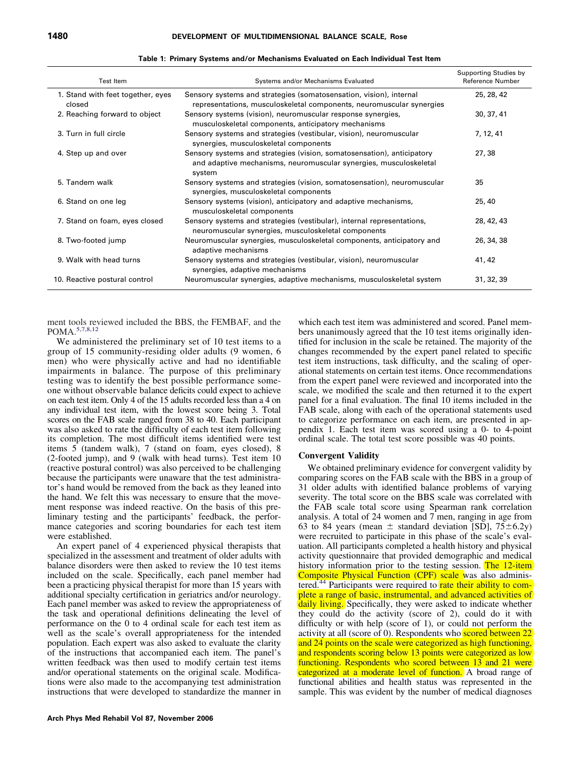**Table 1: Primary Systems and/or Mechanisms Evaluated on Each Individual Test Item**

| Test Item | Systems and/or Mechanisms Evaluated | Supporting Studies by Reference Number |
|---|---|---|
| 1. Stand with feet together, eyes closed | Sensory systems and strategies (somatosensation, vision), internal representations, musculoskeletal components, neuromuscular synergies | 25, 28, 42 |
| 2. Reaching forward to object | Sensory systems (vision), neuromuscular response synergies, musculoskeletal components, anticipatory mechanisms | 30, 37, 41 |
| 3. Turn in full circle | Sensory systems (vestibular, vision), neuromuscular synergies, musculoskeletal components | 7, 12, 41 |
| 4. Step up and over | Sensory systems and strategies (vision, somatosensation), anticipatory and adaptive mechanisms, neuromuscular synergies, musculoskeletal system | 27, 38 |
| 5. Tandem walk | Sensory systems and strategies (vision, somatosensation), neuromuscular synergies, musculoskeletal components | 35 |
| 6. Stand on one leg | Sensory systems (vision), anticipatory and adaptive mechanisms, musculoskeletal components | 25, 40 |
| 7. Stand on foam, eyes closed | Sensory systems and strategies (vestibular), internal representations, neuromuscular synergies, musculoskeletal components | 28, 42, 43 |
| 8. Two-footed jump | Neuromuscular synergies, musculoskeletal components, anticipatory and adaptive mechanisms | 26, 34, 38 |
| 9. Walk with head turns | Sensory systems and strategies (vestibular, vision), neuromuscular synergies, adaptive mechanisms | 41, 42 |
| 10. Reactive postural control | Neuromuscular synergies, adaptive mechanisms, musculoskeletal system | 31, 32, 39 |

ment tools reviewed included the BBS, the FEMBAF, and the POMA.[5,7,8,12]

We administered the preliminary set of 10 test items to a group of 15 community-residing older adults (9 women, 6 men) who were physically active and had no identifiable impairments in balance. The purpose of this preliminary testing was to identify the best possible performance someone without observable balance deficits could expect to achieve on each test item. Only 4 of the 15 adults recorded less than a 4 on any individual test item, with the lowest score being 3. Total scores on the FAB scale ranged from 38 to 40. Each participant was also asked to rate the difficulty of each test item following its completion. The most difficult items identified were test items 5 (tandem walk), 7 (stand on foam, eyes closed), 8 (2-footed jump), and 9 (walk with head turns). Test item 10 (reactive postural control) was also perceived to be challenging because the participants were unaware that the test administrator's hand would be removed from the back as they leaned into the hand. We felt this was necessary to ensure that the movement response was indeed reactive. On the basis of this preliminary testing and the participants' feedback, the performance categories and scoring boundaries for each test item were established.

An expert panel of 4 experienced physical therapists that specialized in the assessment and treatment of older adults with balance disorders were then asked to review the 10 test items included on the scale. Specifically, each panel member had been a practicing physical therapist for more than 15 years with additional specialty certification in geriatrics and/or neurology. Each panel member was asked to review the appropriateness of the task and operational definitions delineating the level of performance on the 0 to 4 ordinal scale for each test item as well as the scale's overall appropriateness for the intended population. Each expert was also asked to evaluate the clarity of the instructions that accompanied each item. The panel's written feedback was then used to modify certain test items and/or operational statements on the original scale. Modifications were also made to the accompanying test administration instructions that were developed to standardize the manner in which each test item was administered and scored. Panel members unanimously agreed that the 10 test items originally identified for inclusion in the scale be retained. The majority of the changes recommended by the expert panel related to specific test item instructions, task difficulty, and the scaling of operational statements on certain test items. Once recommendations from the expert panel were reviewed and incorporated into the scale, we modified the scale and then returned it to the expert panel for a final evaluation. The final 10 items included in the FAB scale, along with each of the operational statements used to categorize performance on each item, are presented in appendix 1. Each test item was scored using a 0- to 4-point ordinal scale. The total test score possible was 40 points.

### Convergent Validity

We obtained preliminary evidence for convergent validity by comparing scores on the FAB scale with the BBS in a group of 31 older adults with identified balance problems of varying severity. The total score on the BBS scale was correlated with the FAB scale total score using Spearman rank correlation analysis. A total of 24 women and 7 men, ranging in age from 63 to 84 years (mean ± standard deviation [SD], 75±6.2y) were recruited to participate in this phase of the scale's evaluation. All participants completed a health history and physical activity questionnaire that provided demographic and medical history information prior to the testing session. The 12-item Composite Physical Function (CPF) scale was also administered.[44] Participants were required to rate their ability to complete a range of basic, instrumental, and advanced activities of daily living. Specifically, they were asked to indicate whether they could do the activity (score of 2), could do it with difficulty or with help (score of 1), or could not perform the activity at all (score of 0). Respondents who scored between 22 and 24 points on the scale were categorized as high functioning, and respondents scoring below 13 points were categorized as low functioning. Respondents who scored between 13 and 21 were categorized at a moderate level of function. A broad range of functional abilities and health status was represented in the sample. This was evident by the number of medical diagnoses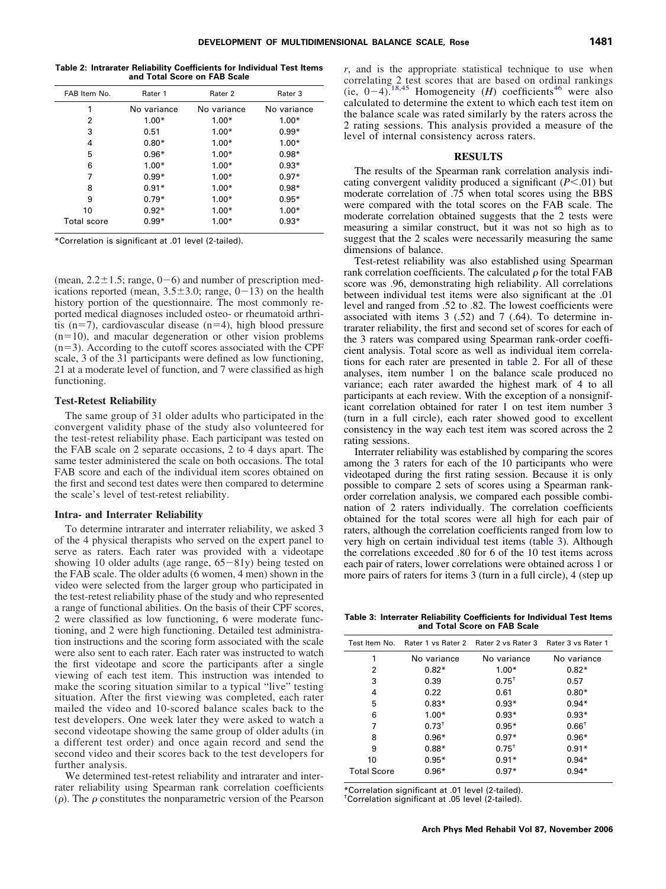**Table 2: Intrarater Reliability Coefficients for Individual Test Items and Total Score on FAB Scale**

| FAB Item No. | Rater 1 | Rater 2 | Rater 3 |
|---|---|---|---|
| 1 | No variance | No variance | No variance |
| 2 | 1.00* | 1.00* | 1.00* |
| 3 | 0.51 | 1.00* | 0.99* |
| 4 | 0.80* | 1.00* | 1.00* |
| 5 | 0.96* | 1.00* | 0.98* |
| 6 | 1.00* | 1.00* | 0.93* |
| 7 | 0.99* | 1.00* | 0.97* |
| 8 | 0.91* | 1.00* | 0.98* |
| 9 | 0.79* | 1.00* | 0.95* |
| 10 | 0.92* | 1.00* | 1.00* |
| Total score | 0.99* | 1.00* | 0.93* |

*Correlation is significant at .01 level (2-tailed).

(mean, 2.2±1.5; range, 0–6) and number of prescription medications reported (mean, 3.5±3.0; range, 0–13) on the health history portion of the questionnaire. The most commonly reported medical diagnoses included osteo- or rheumatoid arthritis (n=7), cardiovascular disease (n=4), high blood pressure (n=10), and macular degeneration or other vision problems (n=3). According to the cutoff scores associated with the CPF scale, 3 of the 31 participants were defined as low functioning, 21 at a moderate level of function, and 7 were classified as high functioning.

### Test-Retest Reliability

The same group of 31 older adults who participated in the convergent validity phase of the study also volunteered for the test-retest reliability phase. Each participant was tested on the FAB scale on 2 separate occasions, 2 to 4 days apart. The same tester administered the scale on both occasions. The total FAB score and each of the individual item scores obtained on the first and second test dates were then compared to determine the scale's level of test-retest reliability.

### Intra- and Interrater Reliability

To determine intrarater and interrater reliability, we asked 3 of the 4 physical therapists who served on the expert panel to serve as raters. Each rater was provided with a videotape showing 10 older adults (age range, 65–81y) being tested on the FAB scale. The older adults (6 women, 4 men) shown in the video were selected from the larger group who participated in the test-retest reliability phase of the study and who represented a range of functional abilities. On the basis of their CPF scores, 2 were classified as low functioning, 6 were moderate functioning, and 2 were high functioning. Detailed test administration instructions and the scoring form associated with the scale were also sent to each rater. Each rater was instructed to watch the first videotape and score the participants after a single viewing of each test item. This instruction was intended to make the scoring situation similar to a typical "live" testing situation. After the first viewing was completed, each rater mailed the video and 10-scored balance scales back to the test developers. One week later they were asked to watch a second videotape showing the same group of older adults (in a different test order) and once again record and send the second video and their scores back to the test developers for further analysis.

We determined test-retest reliability and intrarater and interrater reliability using Spearman rank correlation coefficients ($\rho$). The $\rho$ constitutes the nonparametric version of the Pearson $r$, and is the appropriate statistical technique to use when correlating 2 test scores that are based on ordinal rankings (ie, 0–4).[18,45] Homogeneity ($H$) coefficients[46] were also calculated to determine the extent to which each test item on the balance scale was rated similarly by the raters across the 2 rating sessions. This analysis provided a measure of the level of internal consistency across raters.

## RESULTS

The results of the Spearman rank correlation analysis indicating convergent validity produced a significant ($P<.01$) but moderate correlation of .75 when total scores using the BBS were compared with the total scores on the FAB scale. The moderate correlation obtained suggests that the 2 tests were measuring a similar construct, but it was not so high as to suggest that the 2 scales were necessarily measuring the same dimensions of balance.

Test-retest reliability was also established using Spearman rank correlation coefficients. The calculated $\rho$ for the total FAB score was .96, demonstrating high reliability. All correlations between individual test items were also significant at the .01 level and ranged from .52 to .82. The lowest coefficients were associated with items 3 (.52) and 7 (.64). To determine intrarater reliability, the first and second set of scores for each of the 3 raters was compared using Spearman rank-order coefficient analysis. Total score as well as individual item correlations for each rater are presented in table 2. For all of these analyses, item number 1 on the balance scale produced no variance; each rater awarded the highest mark of 4 to all participants at each review. With the exception of a nonsignificant correlation obtained for rater 1 on test item number 3 (turn in a full circle), each rater showed good to excellent consistency in the way each test item was scored across the 2 rating sessions.

Interrater reliability was established by comparing the scores among the 3 raters for each of the 10 participants who were videotaped during the first rating session. Because it is only possible to compare 2 sets of scores using a Spearman rank-order correlation analysis, we compared each possible combination of 2 raters individually. The correlation coefficients obtained for the total scores were all high for each pair of raters, although the correlation coefficients ranged from low to very high on certain individual test items (table 3). Although the correlations exceeded .80 for 6 of the 10 test items across each pair of raters, lower correlations were obtained across 1 or more pairs of raters for items 3 (turn in a full circle), 4 (step up

**Table 3: Interrater Reliability Coefficients for Individual Test Items and Total Score on FAB Scale**

| Test Item No. | Rater 1 vs Rater 2 | Rater 2 vs Rater 3 | Rater 3 vs Rater 1 |
|---|---|---|---|
| 1 | No variance | No variance | No variance |
| 2 | 0.82* | 1.00* | 0.82* |
| 3 | 0.39 | 0.75† | 0.57 |
| 4 | 0.22 | 0.61 | 0.80* |
| 5 | 0.83* | 0.93* | 0.94* |
| 6 | 1.00* | 0.93* | 0.93* |
| 7 | 0.73† | 0.95* | 0.66† |
| 8 | 0.96* | 0.97* | 0.96* |
| 9 | 0.88* | 0.75† | 0.91* |
| 10 | 0.95* | 0.91* | 0.94* |
| Total Score | 0.96* | 0.97* | 0.94* |

*Correlation significant at .01 level (2-tailed).
†Correlation significant at .05 level (2-tailed).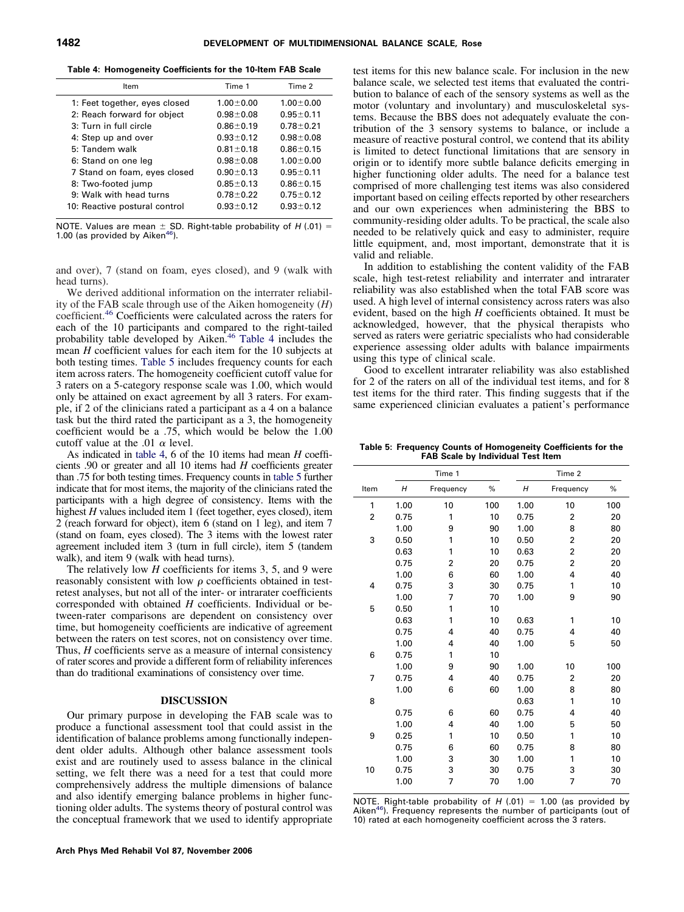**Table 4: Homogeneity Coefficients for the 10-Item FAB Scale**

| Item | Time 1 | Time 2 |
|---|---|---|
| 1: Feet together, eyes closed | 1.00±0.00 | 1.00±0.00 |
| 2: Reach forward for object | 0.98±0.08 | 0.95±0.11 |
| 3: Turn in full circle | 0.86±0.19 | 0.78±0.21 |
| 4: Step up and over | 0.93±0.12 | 0.98±0.08 |
| 5: Tandem walk | 0.81±0.18 | 0.86±0.15 |
| 6: Stand on one leg | 0.98±0.08 | 1.00±0.00 |
| 7 Stand on foam, eyes closed | 0.90±0.13 | 0.95±0.11 |
| 8: Two-footed jump | 0.85±0.13 | 0.86±0.15 |
| 9: Walk with head turns | 0.78±0.22 | 0.75±0.12 |
| 10: Reactive postural control | 0.93±0.12 | 0.93±0.12 |

NOTE. Values are mean ± SD. Right-table probability of $H$ (.01) = 1.00 (as provided by Aiken[46]).

and over), 7 (stand on foam, eyes closed), and 9 (walk with head turns).

We derived additional information on the interrater reliability of the FAB scale through use of the Aiken homogeneity ($H$) coefficient.[46] Coefficients were calculated across the raters for each of the 10 participants and compared to the right-tailed probability table developed by Aiken.[46] Table 4 includes the mean $H$ coefficient values for each item for the 10 subjects at both testing times. Table 5 includes frequency counts for each item across raters. The homogeneity coefficient cutoff value for 3 raters on a 5-category response scale was 1.00, which would only be attained on exact agreement by all 3 raters. For example, if 2 of the clinicians rated a participant as a 4 on a balance task but the third rated the participant as a 3, the homogeneity coefficient would be a .75, which would be below the 1.00 cutoff value at the .01 $\alpha$ level.

As indicated in table 4, 6 of the 10 items had mean $H$ coefficients .90 or greater and all 10 items had $H$ coefficients greater than .75 for both testing times. Frequency counts in table 5 further indicate that for most items, the majority of the clinicians rated the participants with a high degree of consistency. Items with the highest $H$ values included item 1 (feet together, eyes closed), item 2 (reach forward for object), item 6 (stand on 1 leg), and item 7 (stand on foam, eyes closed). The 3 items with the lowest rater agreement included item 3 (turn in full circle), item 5 (tandem walk), and item 9 (walk with head turns).

The relatively low $H$ coefficients for items 3, 5, and 9 were reasonably consistent with low $\rho$ coefficients obtained in test-retest analyses, but not all of the inter- or intrarater coefficients corresponded with obtained $H$ coefficients. Individual or between-rater comparisons are dependent on consistency over time, but homogeneity coefficients are indicative of agreement between the raters on test scores, not on consistency over time. Thus, $H$ coefficients serve as a measure of internal consistency of rater scores and provide a different form of reliability inferences than do traditional examinations of consistency over time.

## DISCUSSION

Our primary purpose in developing the FAB scale was to produce a functional assessment tool that could assist in the identification of balance problems among functionally independent older adults. Although other balance assessment tools exist and are routinely used to assess balance in the clinical setting, we felt there was a need for a test that could more comprehensively address the multiple dimensions of balance and also identify emerging balance problems in higher functioning older adults. The systems theory of postural control was the conceptual framework that we used to identify appropriate test items for this new balance scale. For inclusion in the new balance scale, we selected test items that evaluated the contribution to balance of each of the sensory systems as well as the motor (voluntary and involuntary) and musculoskeletal systems. Because the BBS does not adequately evaluate the contribution of the 3 sensory systems to balance, or include a measure of reactive postural control, we contend that its ability is limited to detect functional limitations that are sensory in origin or to identify more subtle balance deficits emerging in higher functioning older adults. The need for a balance test comprised of more challenging test items was also considered important based on ceiling effects reported by other researchers and our own experiences when administering the BBS to community-residing older adults. To be practical, the scale also needed to be relatively quick and easy to administer, require little equipment, and, most important, demonstrate that it is valid and reliable.

In addition to establishing the content validity of the FAB scale, high test-retest reliability and interrater and intrarater reliability was also established when the total FAB score was used. A high level of internal consistency across raters was also evident, based on the high $H$ coefficients obtained. It must be acknowledged, however, that the physical therapists who served as raters were geriatric specialists who had considerable experience assessing older adults with balance impairments using this type of clinical scale.

Good to excellent intrarater reliability was also established for 2 of the raters on all of the individual test items, and for 8 test items for the third rater. This finding suggests that if the same experienced clinician evaluates a patient's performance

**Table 5: Frequency Counts of Homogeneity Coefficients for the FAB Scale by Individual Test Item**

| | Time 1 | | | Time 2 | | |
|---|---|---|---|---|---|---|
| Item | $H$ | Frequency | % | $H$ | Frequency | % |
| 1 | 1.00 | 10 | 100 | 1.00 | 10 | 100 |
| 2 | 0.75 | 1 | 10 | 0.75 | 2 | 20 |
| | 1.00 | 9 | 90 | 1.00 | 8 | 80 |
| 3 | 0.50 | 1 | 10 | 0.50 | 2 | 20 |
| | 0.63 | 1 | 10 | 0.63 | 2 | 20 |
| | 0.75 | 2 | 20 | 0.75 | 2 | 20 |
| | 1.00 | 6 | 60 | 1.00 | 4 | 40 |
| 4 | 0.75 | 3 | 30 | 0.75 | 1 | 10 |
| | 1.00 | 7 | 70 | 1.00 | 9 | 90 |
| 5 | 0.50 | 1 | 10 | | | |
| | 0.63 | 1 | 10 | 0.63 | 1 | 10 |
| | 0.75 | 4 | 40 | 0.75 | 4 | 40 |
| | 1.00 | 4 | 40 | 1.00 | 5 | 50 |
| 6 | 0.75 | 1 | 10 | | | |
| | 1.00 | 9 | 90 | 1.00 | 10 | 100 |
| 7 | 0.75 | 4 | 40 | 0.75 | 2 | 20 |
| | 1.00 | 6 | 60 | 1.00 | 8 | 80 |
| 8 | | | | 0.63 | 1 | 10 |
| | 0.75 | 6 | 60 | 0.75 | 4 | 40 |
| | 1.00 | 4 | 40 | 1.00 | 5 | 50 |
| 9 | 0.25 | 1 | 10 | 0.50 | 1 | 10 |
| | 0.75 | 6 | 60 | 0.75 | 8 | 80 |
| | 1.00 | 3 | 30 | 1.00 | 1 | 10 |
| 10 | 0.75 | 3 | 30 | 0.75 | 3 | 30 |
| | 1.00 | 7 | 70 | 1.00 | 7 | 70 |

NOTE. Right-table probability of $H$ (.01) = 1.00 (as provided by Aiken[46]). Frequency represents the number of participants (out of 10) rated at each homogeneity coefficient across the 3 raters.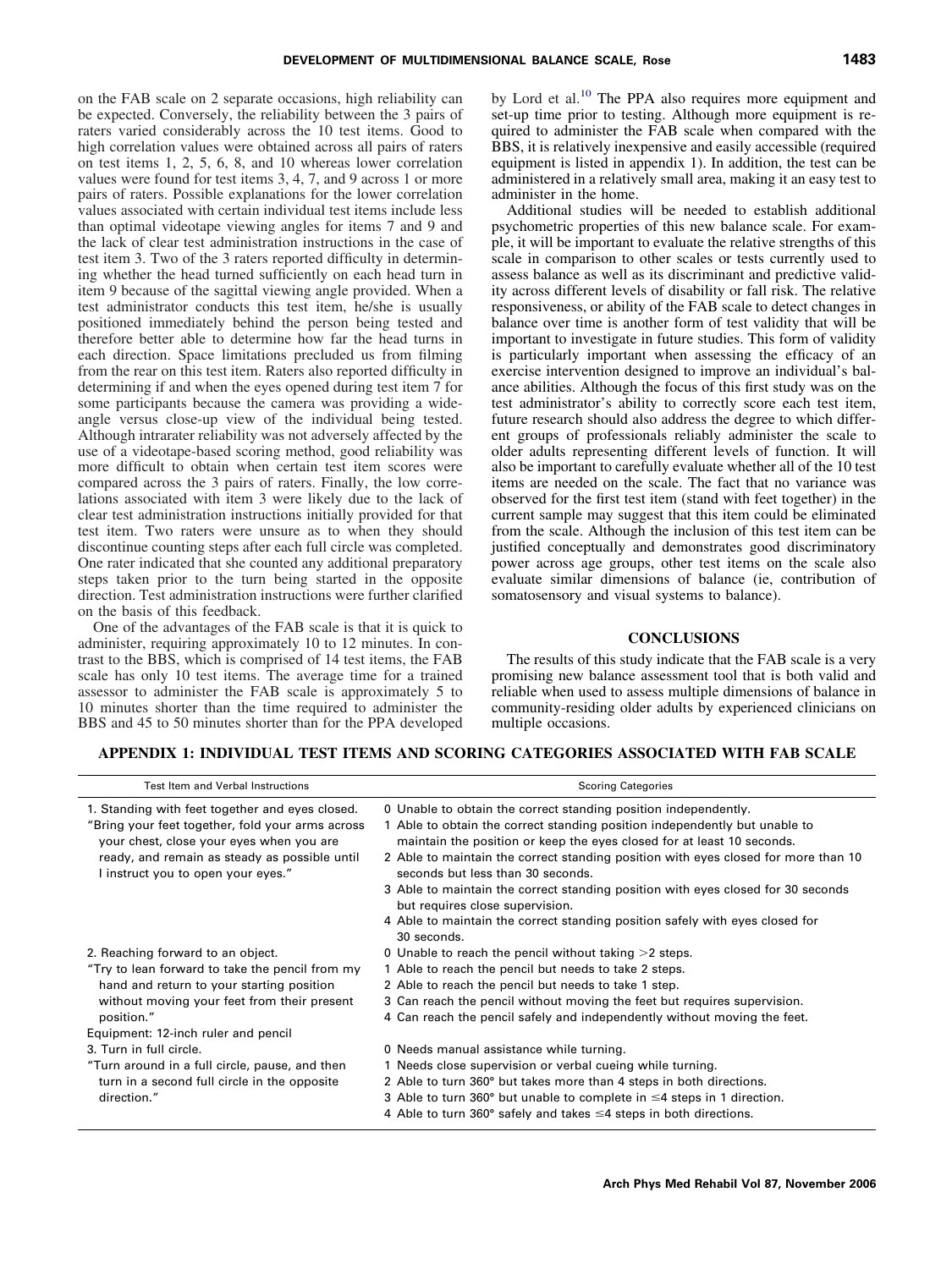on the FAB scale on 2 separate occasions, high reliability can be expected. Conversely, the reliability between the 3 pairs of raters varied considerably across the 10 test items. Good to high correlation values were obtained across all pairs of raters on test items 1, 2, 5, 6, 8, and 10 whereas lower correlation values were found for test items 3, 4, 7, and 9 across 1 or more pairs of raters. Possible explanations for the lower correlation values associated with certain individual test items include less than optimal videotape viewing angles for items 7 and 9 and the lack of clear test administration instructions in the case of test item 3. Two of the 3 raters reported difficulty in determining whether the head turned sufficiently on each head turn in item 9 because of the sagittal viewing angle provided. When a test administrator conducts this test item, he/she is usually positioned immediately behind the person being tested and therefore better able to determine how far the head turns in each direction. Space limitations precluded us from filming from the rear on this test item. Raters also reported difficulty in determining if and when the eyes opened during test item 7 for some participants because the camera was providing a wide-angle versus close-up view of the individual being tested. Although intrarater reliability was not adversely affected by the use of a videotape-based scoring method, good reliability was more difficult to obtain when certain test item scores were compared across the 3 pairs of raters. Finally, the low correlations associated with item 3 were likely due to the lack of clear test administration instructions initially provided for that test item. Two raters were unsure as to when they should discontinue counting steps after each full circle was completed. One rater indicated that she counted any additional preparatory steps taken prior to the turn being started in the opposite direction. Test administration instructions were further clarified on the basis of this feedback.

One of the advantages of the FAB scale is that it is quick to administer, requiring approximately 10 to 12 minutes. In contrast to the BBS, which is comprised of 14 test items, the FAB scale has only 10 test items. The average time for a trained assessor to administer the FAB scale is approximately 5 to 10 minutes shorter than the time required to administer the BBS and 45 to 50 minutes shorter than for the PPA developed by Lord et al.[10] The PPA also requires more equipment and set-up time prior to testing. Although more equipment is required to administer the FAB scale when compared with the BBS, it is relatively inexpensive and easily accessible (required equipment is listed in appendix 1). In addition, the test can be administered in a relatively small area, making it an easy test to administer in the home.

Additional studies will be needed to establish additional psychometric properties of this new balance scale. For example, it will be important to evaluate the relative strengths of this scale in comparison to other scales or tests currently used to assess balance as well as its discriminant and predictive validity across different levels of disability or fall risk. The relative responsiveness, or ability of the FAB scale to detect changes in balance over time is another form of test validity that will be important to investigate in future studies. This form of validity is particularly important when assessing the efficacy of an exercise intervention designed to improve an individual's balance abilities. Although the focus of this first study was on the test administrator's ability to correctly score each test item, future research should also address the degree to which different groups of professionals reliably administer the scale to older adults representing different levels of function. It will also be important to carefully evaluate whether all of the 10 test items are needed on the scale. The fact that no variance was observed for the first test item (stand with feet together) in the current sample may suggest that this item could be eliminated from the scale. Although the inclusion of this test item can be justified conceptually and demonstrates good discriminatory power across age groups, other test items on the scale also evaluate similar dimensions of balance (ie, contribution of somatosensory and visual systems to balance).

## CONCLUSIONS

The results of this study indicate that the FAB scale is a very promising new balance assessment tool that is both valid and reliable when used to assess multiple dimensions of balance in community-residing older adults by experienced clinicians on multiple occasions.

## APPENDIX 1: INDIVIDUAL TEST ITEMS AND SCORING CATEGORIES ASSOCIATED WITH FAB SCALE

| Test Item and Verbal Instructions | Scoring Categories |
|---|---|
| 1. Standing with feet together and eyes closed.<br>"Bring your feet together, fold your arms across your chest, close your eyes when you are ready, and remain as steady as possible until I instruct you to open your eyes." | 0 Unable to obtain the correct standing position independently.<br>1 Able to obtain the correct standing position independently but unable to maintain the position or keep the eyes closed for at least 10 seconds.<br>2 Able to maintain the correct standing position with eyes closed for more than 10 seconds but less than 30 seconds.<br>3 Able to maintain the correct standing position with eyes closed for 30 seconds but requires close supervision.<br>4 Able to maintain the correct standing position safely with eyes closed for 30 seconds. |
| 2. Reaching forward to an object.<br>"Try to lean forward to take the pencil from my hand and return to your starting position without moving your feet from their present position."<br>Equipment: 12-inch ruler and pencil | 0 Unable to reach the pencil without taking >2 steps.<br>1 Able to reach the pencil but needs to take 2 steps.<br>2 Able to reach the pencil but needs to take 1 step.<br>3 Can reach the pencil without moving the feet but requires supervision.<br>4 Can reach the pencil safely and independently without moving the feet. |
| 3. Turn in full circle.<br>"Turn around in a full circle, pause, and then turn in a second full circle in the opposite direction." | 0 Needs manual assistance while turning.<br>1 Needs close supervision or verbal cueing while turning.<br>2 Able to turn 360° but takes more than 4 steps in both directions.<br>3 Able to turn 360° but unable to complete in ≤4 steps in 1 direction.<br>4 Able to turn 360° safely and takes ≤4 steps in both directions. |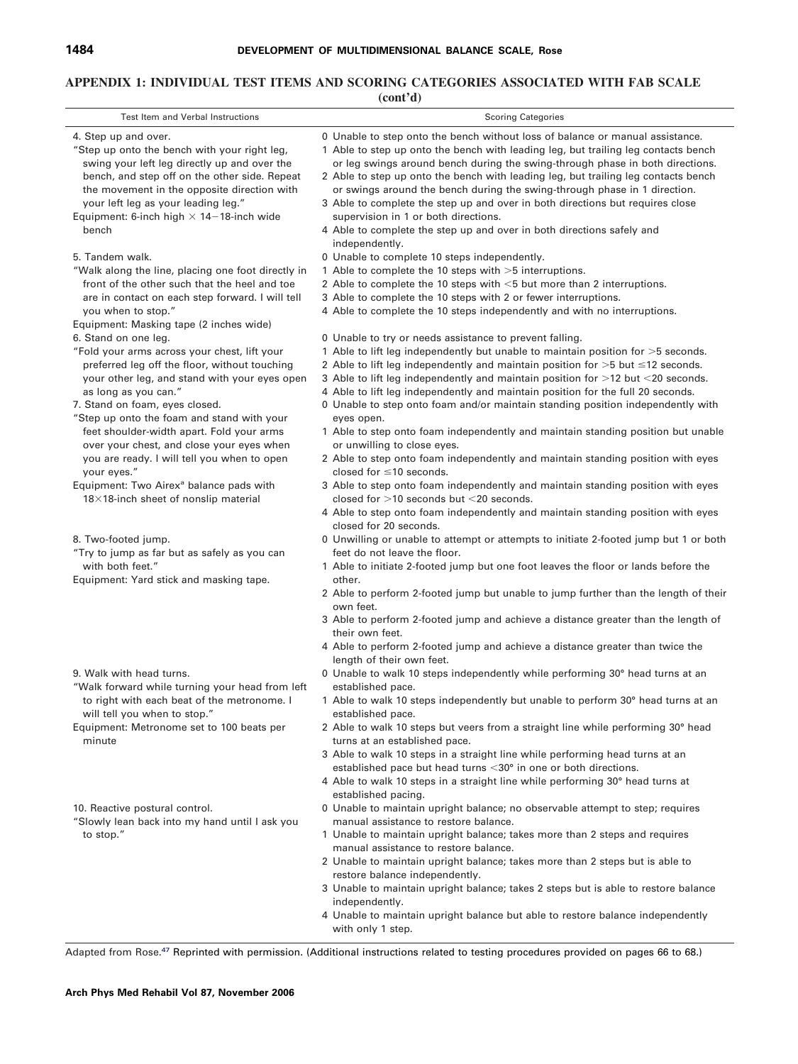## APPENDIX 1: INDIVIDUAL TEST ITEMS AND SCORING CATEGORIES ASSOCIATED WITH FAB SCALE (cont'd)

| Test Item and Verbal Instructions | Scoring Categories |
|---|---|
| 4. Step up and over.<br>"Step up onto the bench with your right leg, swing your left leg directly up and over the bench, and step off on the other side. Repeat the movement in the opposite direction with your left leg as your leading leg."<br>Equipment: 6-inch high × 14−18-inch wide bench | 0 Unable to step onto the bench without loss of balance or manual assistance.<br>1 Able to step up onto the bench with leading leg, but trailing leg contacts bench or leg swings around bench during the swing-through phase in both directions.<br>2 Able to step up onto the bench with leading leg, but trailing leg contacts bench or swings around the bench during the swing-through phase in 1 direction.<br>3 Able to complete the step up and over in both directions but requires close supervision in 1 or both directions.<br>4 Able to complete the step up and over in both directions safely and independently. |
| 5. Tandem walk.<br>"Walk along the line, placing one foot directly in front of the other such that the heel and toe are in contact on each step forward. I will tell you when to stop."<br>Equipment: Masking tape (2 inches wide) | 0 Unable to complete 10 steps independently.<br>1 Able to complete the 10 steps with >5 interruptions.<br>2 Able to complete the 10 steps with <5 but more than 2 interruptions.<br>3 Able to complete the 10 steps with 2 or fewer interruptions.<br>4 Able to complete the 10 steps independently and with no interruptions. |
| 6. Stand on one leg.<br>"Fold your arms across your chest, lift your preferred leg off the floor, without touching your other leg, and stand with your eyes open as long as you can." | 0 Unable to try or needs assistance to prevent falling.<br>1 Able to lift leg independently but unable to maintain position for >5 seconds.<br>2 Able to lift leg independently and maintain position for >5 but ≤12 seconds.<br>3 Able to lift leg independently and maintain position for >12 but <20 seconds.<br>4 Able to lift leg independently and maintain position for the full 20 seconds. |
| 7. Stand on foam, eyes closed.<br>"Step up onto the foam and stand with your feet shoulder-width apart. Fold your arms over your chest, and close your eyes when you are ready. I will tell you when to open your eyes."<br>Equipment: Two Airex[a] balance pads with 18×18-inch sheet of nonslip material | 0 Unable to step onto foam and/or maintain standing position independently with eyes open.<br>1 Able to step onto foam independently and maintain standing position but unable or unwilling to close eyes.<br>2 Able to step onto foam independently and maintain standing position with eyes closed for ≤10 seconds.<br>3 Able to step onto foam independently and maintain standing position with eyes closed for >10 seconds but <20 seconds.<br>4 Able to step onto foam independently and maintain standing position with eyes closed for 20 seconds. |
| 8. Two-footed jump.<br>"Try to jump as far but as safely as you can with both feet."<br>Equipment: Yard stick and masking tape. | 0 Unwilling or unable to attempt or attempts to initiate 2-footed jump but 1 or both feet do not leave the floor.<br>1 Able to initiate 2-footed jump but one foot leaves the floor or lands before the other.<br>2 Able to perform 2-footed jump but unable to jump further than the length of their own feet.<br>3 Able to perform 2-footed jump and achieve a distance greater than the length of their own feet.<br>4 Able to perform 2-footed jump and achieve a distance greater than twice the length of their own feet. |
| 9. Walk with head turns.<br>"Walk forward while turning your head from left to right with each beat of the metronome. I will tell you when to stop."<br>Equipment: Metronome set to 100 beats per minute | 0 Unable to walk 10 steps independently while performing 30° head turns at an established pace.<br>1 Able to walk 10 steps independently but unable to perform 30° head turns at an established pace.<br>2 Able to walk 10 steps but veers from a straight line while performing 30° head turns at an established pace.<br>3 Able to walk 10 steps in a straight line while performing head turns at an established pace but head turns <30° in one or both directions.<br>4 Able to walk 10 steps in a straight line while performing 30° head turns at established pacing. |
| 10. Reactive postural control.<br>"Slowly lean back into my hand until I ask you to stop." | 0 Unable to maintain upright balance; no observable attempt to step; requires manual assistance to restore balance.<br>1 Unable to maintain upright balance; takes more than 2 steps and requires manual assistance to restore balance.<br>2 Unable to maintain upright balance; takes more than 2 steps but is able to restore balance independently.<br>3 Unable to maintain upright balance; takes 2 steps but is able to restore balance independently.<br>4 Unable to maintain upright balance but able to restore balance independently with only 1 step. |

Adapted from Rose.[47] Reprinted with permission. (Additional instructions related to testing procedures provided on pages 66 to 68.)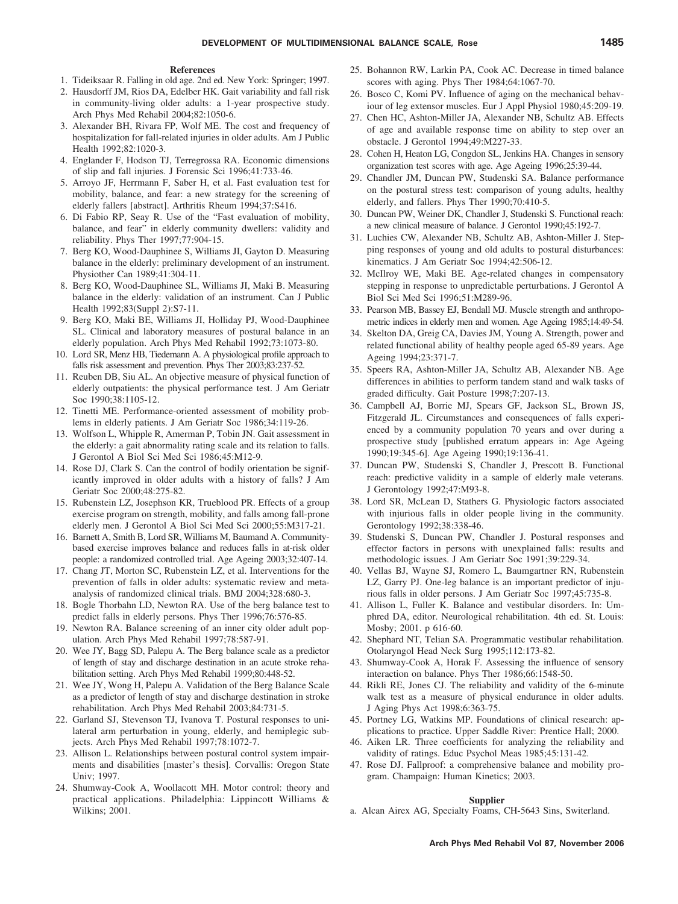## References

1. Tideiksaar R. Falling in old age. 2nd ed. New York: Springer; 1997.
2. Hausdorff JM, Rios DA, Edelber HK. Gait variability and fall risk in community-living older adults: a 1-year prospective study. Arch Phys Med Rehabil 2004;82:1050-6.
3. Alexander BH, Rivara FP, Wolf ME. The cost and frequency of hospitalization for fall-related injuries in older adults. Am J Public Health 1992;82:1020-3.
4. Englander F, Hodson TJ, Terregrossa RA. Economic dimensions of slip and fall injuries. J Forensic Sci 1996;41:733-46.
5. Arroyo JF, Herrmann F, Saber H, et al. Fast evaluation test for mobility, balance, and fear: a new strategy for the screening of elderly fallers [abstract]. Arthritis Rheum 1994;37:S416.
6. Di Fabio RP, Seay R. Use of the "Fast evaluation of mobility, balance, and fear" in elderly community dwellers: validity and reliability. Phys Ther 1997;77:904-15.
7. Berg KO, Wood-Dauphinee S, Williams JI, Gayton D. Measuring balance in the elderly: preliminary development of an instrument. Physiother Can 1989;41:304-11.
8. Berg KO, Wood-Dauphinee SL, Williams JI, Maki B. Measuring balance in the elderly: validation of an instrument. Can J Public Health 1992;83(Suppl 2):S7-11.
9. Berg KO, Maki BE, Williams JI, Holliday PJ, Wood-Dauphinee SL. Clinical and laboratory measures of postural balance in an elderly population. Arch Phys Med Rehabil 1992;73:1073-80.
10. Lord SR, Menz HB, Tiedemann A. A physiological profile approach to falls risk assessment and prevention. Phys Ther 2003;83:237-52.
11. Reuben DB, Siu AL. An objective measure of physical function of elderly outpatients: the physical performance test. J Am Geriatr Soc 1990;38:1105-12.
12. Tinetti ME. Performance-oriented assessment of mobility problems in elderly patients. J Am Geriatr Soc 1986;34:119-26.
13. Wolfson L, Whipple R, Amerman P, Tobin JN. Gait assessment in the elderly: a gait abnormality rating scale and its relation to falls. J Gerontol A Biol Sci Med Sci 1986;45:M12-9.
14. Rose DJ, Clark S. Can the control of bodily orientation be significantly improved in older adults with a history of falls? J Am Geriatr Soc 2000;48:275-82.
15. Rubenstein LZ, Josephson KR, Trueblood PR. Effects of a group exercise program on strength, mobility, and falls among fall-prone elderly men. J Gerontol A Biol Sci Med Sci 2000;55:M317-21.
16. Barnett A, Smith B, Lord SR, Williams M, Baumand A. Community-based exercise improves balance and reduces falls in at-risk older people: a randomized controlled trial. Age Ageing 2003;32:407-14.
17. Chang JT, Morton SC, Rubenstein LZ, et al. Interventions for the prevention of falls in older adults: systematic review and meta-analysis of randomized clinical trials. BMJ 2004;328:680-3.
18. Bogle Thorbahn LD, Newton RA. Use of the berg balance test to predict falls in elderly persons. Phys Ther 1996;76:576-85.
19. Newton RA. Balance screening of an inner city older adult population. Arch Phys Med Rehabil 1997;78:587-91.
20. Wee JY, Bagg SD, Palepu A. The Berg balance scale as a predictor of length of stay and discharge destination in an acute stroke rehabilitation setting. Arch Phys Med Rehabil 1999;80:448-52.
21. Wee JY, Wong H, Palepu A. Validation of the Berg Balance Scale as a predictor of length of stay and discharge destination in stroke rehabilitation. Arch Phys Med Rehabil 2003;84:731-5.
22. Garland SJ, Stevenson TJ, Ivanova T. Postural responses to unilateral arm perturbation in young, elderly, and hemiplegic subjects. Arch Phys Med Rehabil 1997;78:1072-7.
23. Allison L. Relationships between postural control system impairments and disabilities [master's thesis]. Corvallis: Oregon State Univ; 1997.
24. Shumway-Cook A, Woollacott MH. Motor control: theory and practical applications. Philadelphia: Lippincott Williams & Wilkins; 2001.
25. Bohannon RW, Larkin PA, Cook AC. Decrease in timed balance scores with aging. Phys Ther 1984;64:1067-70.
26. Bosco C, Komi PV. Influence of aging on the mechanical behaviour of leg extensor muscles. Eur J Appl Physiol 1980;45:209-19.
27. Chen HC, Ashton-Miller JA, Alexander NB, Schultz AB. Effects of age and available response time on ability to step over an obstacle. J Gerontol 1994;49:M227-33.
28. Cohen H, Heaton LG, Congdon SL, Jenkins HA. Changes in sensory organization test scores with age. Age Ageing 1996;25:39-44.
29. Chandler JM, Duncan PW, Studenski SA. Balance performance on the postural stress test: comparison of young adults, healthy elderly, and fallers. Phys Ther 1990;70:410-5.
30. Duncan PW, Weiner DK, Chandler J, Studenski S. Functional reach: a new clinical measure of balance. J Gerontol 1990;45:192-7.
31. Luchies CW, Alexander NB, Schultz AB, Ashton-Miller J. Stepping responses of young and old adults to postural disturbances: kinematics. J Am Geriatr Soc 1994;42:506-12.
32. McIlroy WE, Maki BE. Age-related changes in compensatory stepping in response to unpredictable perturbations. J Gerontol A Biol Sci Med Sci 1996;51:M289-96.
33. Pearson MB, Bassey EJ, Bendall MJ. Muscle strength and anthropometric indices in elderly men and women. Age Ageing 1985;14:49-54.
34. Skelton DA, Greig CA, Davies JM, Young A. Strength, power and related functional ability of healthy people aged 65-89 years. Age Ageing 1994;23:371-7.
35. Speers RA, Ashton-Miller JA, Schultz AB, Alexander NB. Age differences in abilities to perform tandem stand and walk tasks of graded difficulty. Gait Posture 1998;7:207-13.
36. Campbell AJ, Borrie MJ, Spears GF, Jackson SL, Brown JS, Fitzgerald JL. Circumstances and consequences of falls experienced by a community population 70 years and over during a prospective study [published erratum appears in: Age Ageing 1990;19:345-6]. Age Ageing 1990;19:136-41.
37. Duncan PW, Studenski S, Chandler J, Prescott B. Functional reach: predictive validity in a sample of elderly male veterans. J Gerontology 1992;47:M93-8.
38. Lord SR, McLean D, Stathers G. Physiologic factors associated with injurious falls in older people living in the community. Gerontology 1992;38:338-46.
39. Studenski S, Duncan PW, Chandler J. Postural responses and effector factors in persons with unexplained falls: results and methodologic issues. J Am Geriatr Soc 1991;39:229-34.
40. Vellas BJ, Wayne SJ, Romero L, Baumgartner RN, Rubenstein LZ, Garry PJ. One-leg balance is an important predictor of injurious falls in older persons. J Am Geriatr Soc 1997;45:735-8.
41. Allison L, Fuller K. Balance and vestibular disorders. In: Umphred DA, editor. Neurological rehabilitation. 4th ed. St. Louis: Mosby; 2001. p 616-60.
42. Shephard NT, Telian SA. Programmatic vestibular rehabilitation. Otolaryngol Head Neck Surg 1995;112:173-82.
43. Shumway-Cook A, Horak F. Assessing the influence of sensory interaction on balance. Phys Ther 1986;66:1548-50.
44. Rikli RE, Jones CJ. The reliability and validity of the 6-minute walk test as a measure of physical endurance in older adults. J Aging Phys Act 1998;6:363-75.
45. Portney LG, Watkins MP. Foundations of clinical research: applications to practice. Upper Saddle River: Prentice Hall; 2000.
46. Aiken LR. Three coefficients for analyzing the reliability and validity of ratings. Educ Psychol Meas 1985;45:131-42.
47. Rose DJ. Fallproof: a comprehensive balance and mobility program. Champaign: Human Kinetics; 2003.

## Supplier

a. Alcan Airex AG, Specialty Foams, CH-5643 Sins, Switerland.